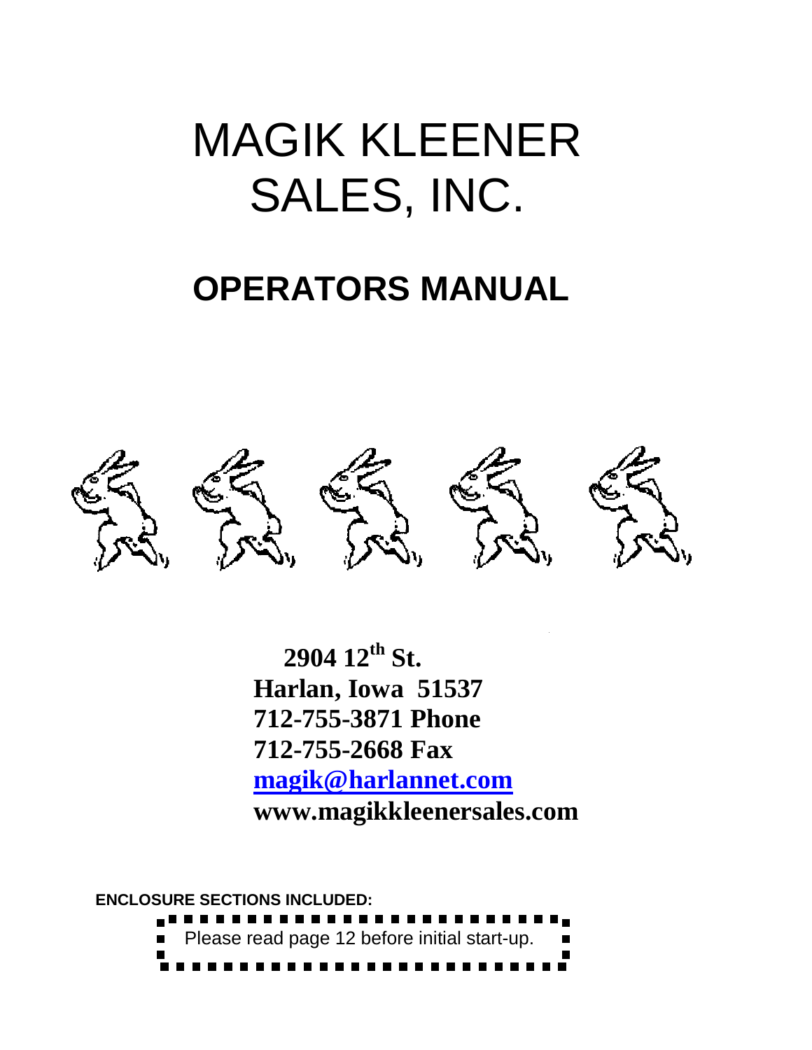# MAGIK KLEENER SALES, INC.

## OPERATORS MANUAL

**2904 12th St.**
**Harlan, Iowa 51537**
**712-755-3871 Phone**
**712-755-2668 Fax**
**magik@harlannet.com**
**www.magikkleenersales.com**

**ENCLOSURE SECTIONS INCLUDED:**

Please read page 12 before initial start-up.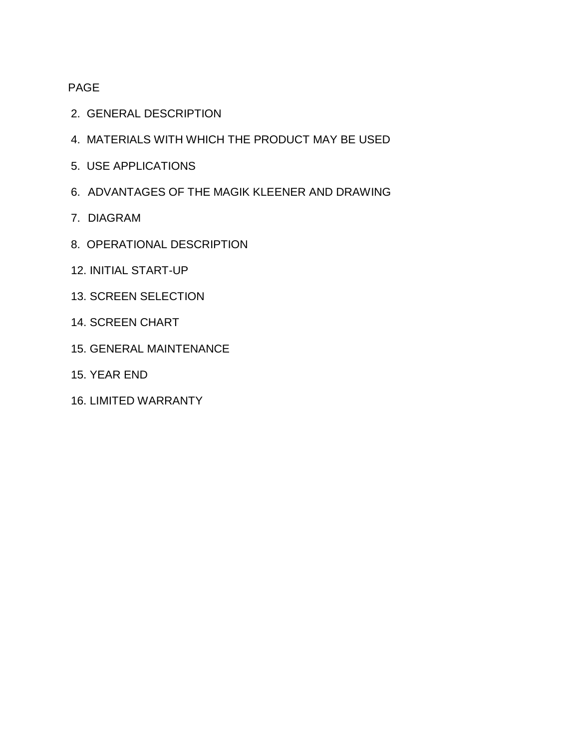PAGE

2. GENERAL DESCRIPTION

4. MATERIALS WITH WHICH THE PRODUCT MAY BE USED

5. USE APPLICATIONS

6. ADVANTAGES OF THE MAGIK KLEENER AND DRAWING

7. DIAGRAM

8. OPERATIONAL DESCRIPTION

12. INITIAL START-UP

13. SCREEN SELECTION

14. SCREEN CHART

15. GENERAL MAINTENANCE

15. YEAR END

16. LIMITED WARRANTY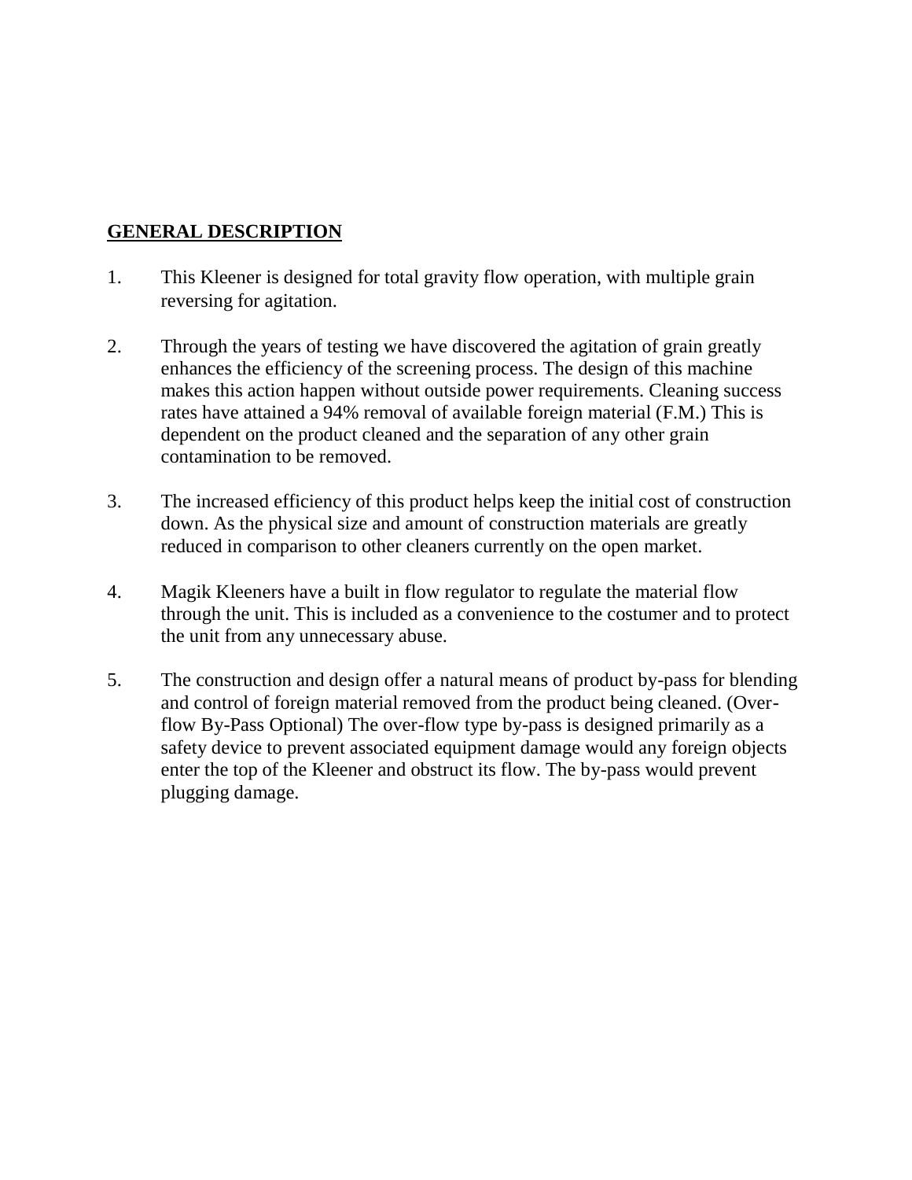## GENERAL DESCRIPTION

1. This Kleener is designed for total gravity flow operation, with multiple grain reversing for agitation.

2. Through the years of testing we have discovered the agitation of grain greatly enhances the efficiency of the screening process. The design of this machine makes this action happen without outside power requirements. Cleaning success rates have attained a 94% removal of available foreign material (F.M.) This is dependent on the product cleaned and the separation of any other grain contamination to be removed.

3. The increased efficiency of this product helps keep the initial cost of construction down. As the physical size and amount of construction materials are greatly reduced in comparison to other cleaners currently on the open market.

4. Magik Kleeners have a built in flow regulator to regulate the material flow through the unit. This is included as a convenience to the costumer and to protect the unit from any unnecessary abuse.

5. The construction and design offer a natural means of product by-pass for blending and control of foreign material removed from the product being cleaned. (Over-flow By-Pass Optional) The over-flow type by-pass is designed primarily as a safety device to prevent associated equipment damage would any foreign objects enter the top of the Kleener and obstruct its flow. The by-pass would prevent plugging damage.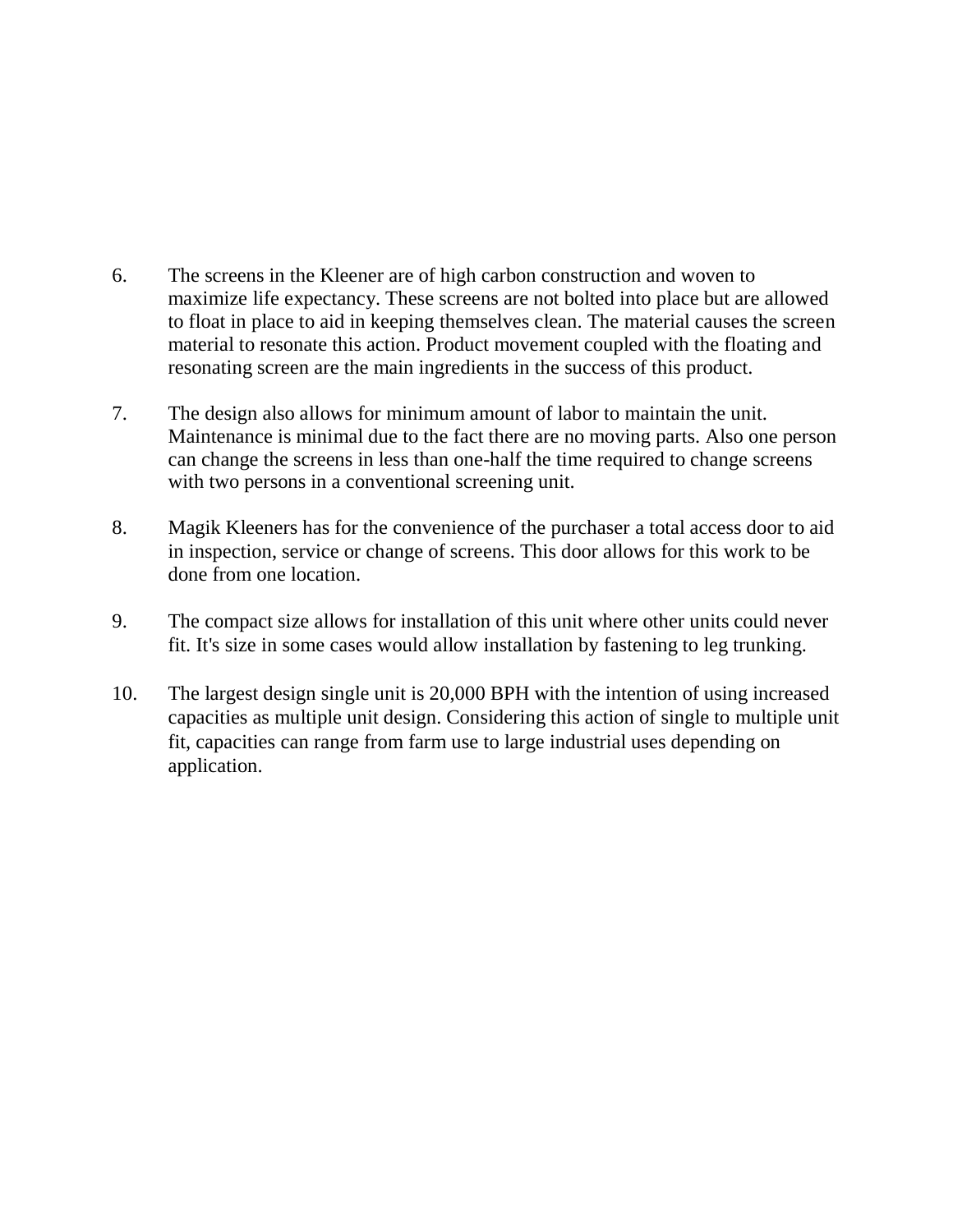6. The screens in the Kleener are of high carbon construction and woven to maximize life expectancy. These screens are not bolted into place but are allowed to float in place to aid in keeping themselves clean. The material causes the screen material to resonate this action. Product movement coupled with the floating and resonating screen are the main ingredients in the success of this product.

7. The design also allows for minimum amount of labor to maintain the unit. Maintenance is minimal due to the fact there are no moving parts. Also one person can change the screens in less than one-half the time required to change screens with two persons in a conventional screening unit.

8. Magik Kleeners has for the convenience of the purchaser a total access door to aid in inspection, service or change of screens. This door allows for this work to be done from one location.

9. The compact size allows for installation of this unit where other units could never fit. It's size in some cases would allow installation by fastening to leg trunking.

10. The largest design single unit is 20,000 BPH with the intention of using increased capacities as multiple unit design. Considering this action of single to multiple unit fit, capacities can range from farm use to large industrial uses depending on application.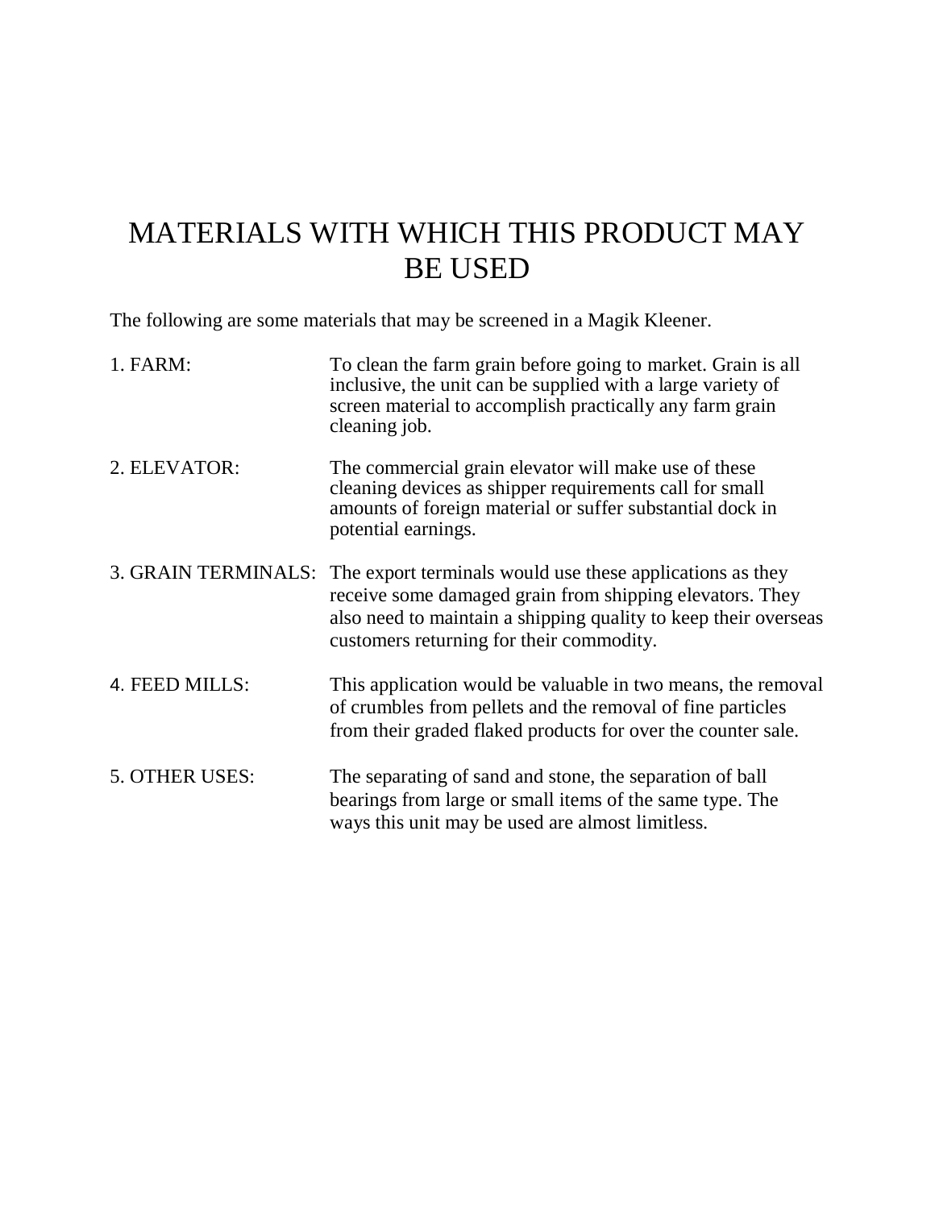# MATERIALS WITH WHICH THIS PRODUCT MAY BE USED

The following are some materials that may be screened in a Magik Kleener.

1. FARM: To clean the farm grain before going to market. Grain is all inclusive, the unit can be supplied with a large variety of screen material to accomplish practically any farm grain cleaning job.

2. ELEVATOR: The commercial grain elevator will make use of these cleaning devices as shipper requirements call for small amounts of foreign material or suffer substantial dock in potential earnings.

3. GRAIN TERMINALS: The export terminals would use these applications as they receive some damaged grain from shipping elevators. They also need to maintain a shipping quality to keep their overseas customers returning for their commodity.

4. FEED MILLS: This application would be valuable in two means, the removal of crumbles from pellets and the removal of fine particles from their graded flaked products for over the counter sale.

5. OTHER USES: The separating of sand and stone, the separation of ball bearings from large or small items of the same type. The ways this unit may be used are almost limitless.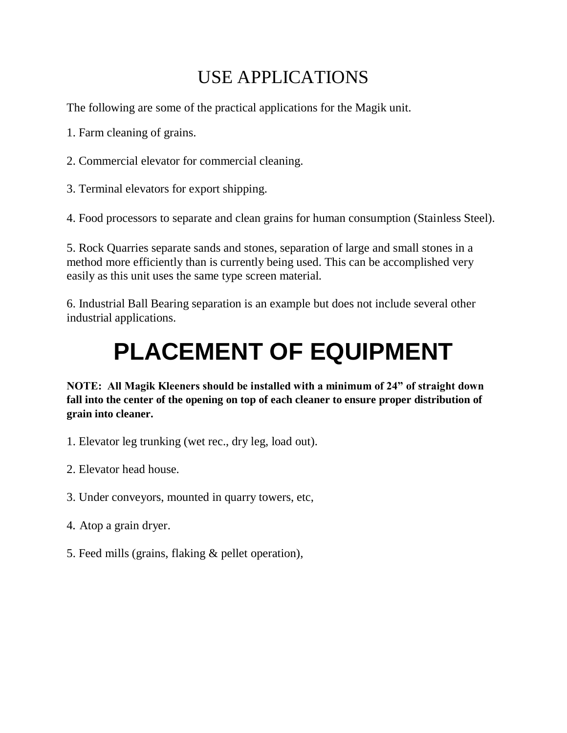# USE APPLICATIONS

The following are some of the practical applications for the Magik unit.

1. Farm cleaning of grains.

2. Commercial elevator for commercial cleaning.

3. Terminal elevators for export shipping.

4. Food processors to separate and clean grains for human consumption (Stainless Steel).

5. Rock Quarries separate sands and stones, separation of large and small stones in a method more efficiently than is currently being used. This can be accomplished very easily as this unit uses the same type screen material.

6. Industrial Ball Bearing separation is an example but does not include several other industrial applications.

# PLACEMENT OF EQUIPMENT

**NOTE: All Magik Kleeners should be installed with a minimum of 24" of straight down fall into the center of the opening on top of each cleaner to ensure proper distribution of grain into cleaner.**

1. Elevator leg trunking (wet rec., dry leg, load out).

2. Elevator head house.

3. Under conveyors, mounted in quarry towers, etc,

4. Atop a grain dryer.

5. Feed mills (grains, flaking & pellet operation),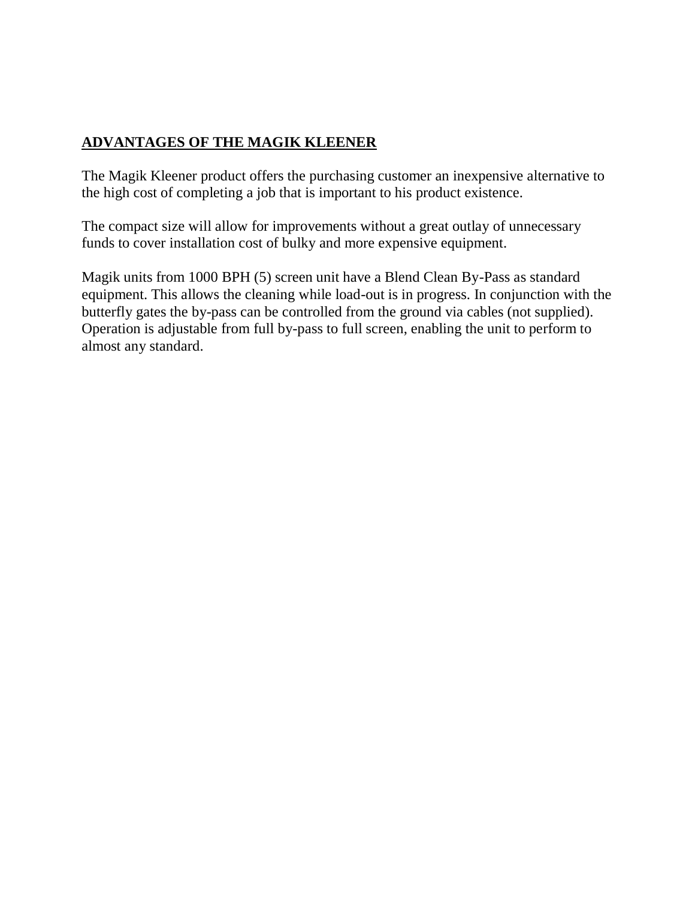## ADVANTAGES OF THE MAGIK KLEENER

The Magik Kleener product offers the purchasing customer an inexpensive alternative to the high cost of completing a job that is important to his product existence.

The compact size will allow for improvements without a great outlay of unnecessary funds to cover installation cost of bulky and more expensive equipment.

Magik units from 1000 BPH (5) screen unit have a Blend Clean By-Pass as standard equipment. This allows the cleaning while load-out is in progress. In conjunction with the butterfly gates the by-pass can be controlled from the ground via cables (not supplied). Operation is adjustable from full by-pass to full screen, enabling the unit to perform to almost any standard.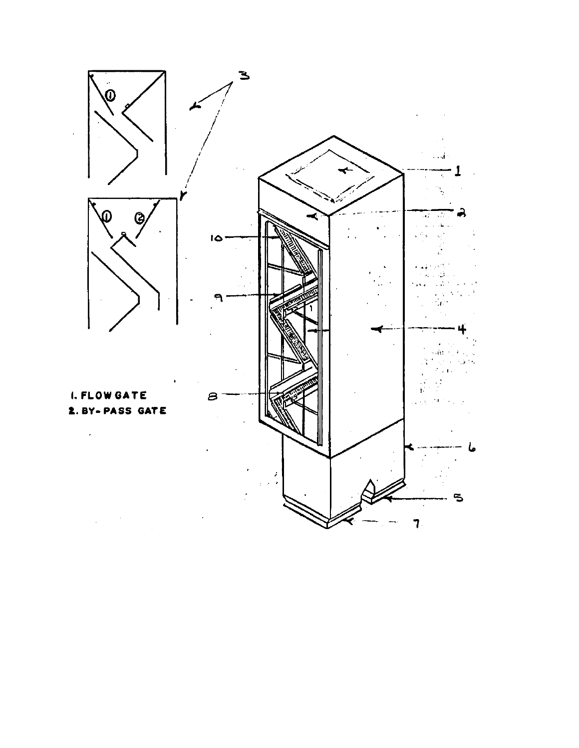1. FLOW GATE
2. BY-PASS GATE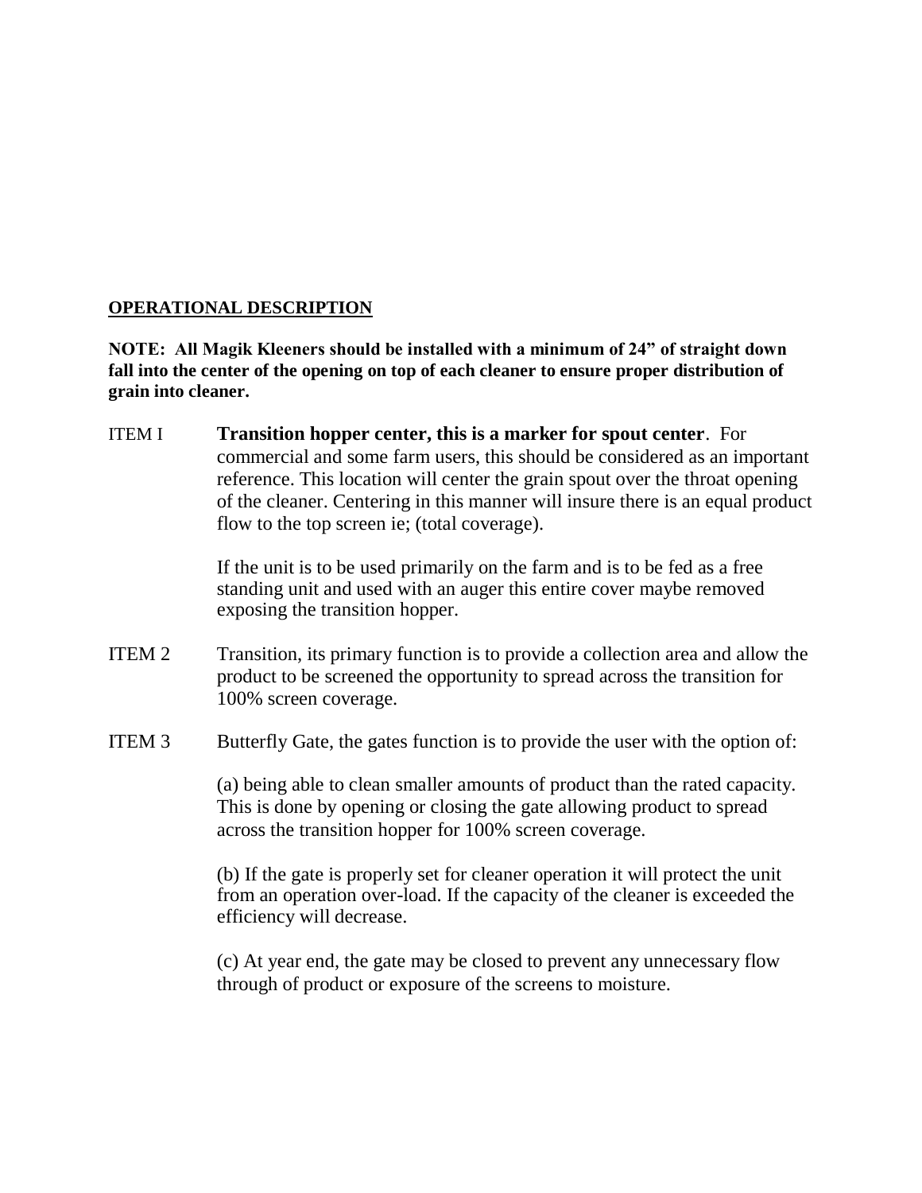## OPERATIONAL DESCRIPTION

**NOTE: All Magik Kleeners should be installed with a minimum of 24” of straight down fall into the center of the opening on top of each cleaner to ensure proper distribution of grain into cleaner.**

ITEM I **Transition hopper center, this is a marker for spout center**. For commercial and some farm users, this should be considered as an important reference. This location will center the grain spout over the throat opening of the cleaner. Centering in this manner will insure there is an equal product flow to the top screen ie; (total coverage).

If the unit is to be used primarily on the farm and is to be fed as a free standing unit and used with an auger this entire cover maybe removed exposing the transition hopper.

ITEM 2 Transition, its primary function is to provide a collection area and allow the product to be screened the opportunity to spread across the transition for 100% screen coverage.

ITEM 3 Butterfly Gate, the gates function is to provide the user with the option of:

(a) being able to clean smaller amounts of product than the rated capacity. This is done by opening or closing the gate allowing product to spread across the transition hopper for 100% screen coverage.

(b) If the gate is properly set for cleaner operation it will protect the unit from an operation over-load. If the capacity of the cleaner is exceeded the efficiency will decrease.

(c) At year end, the gate may be closed to prevent any unnecessary flow through of product or exposure of the screens to moisture.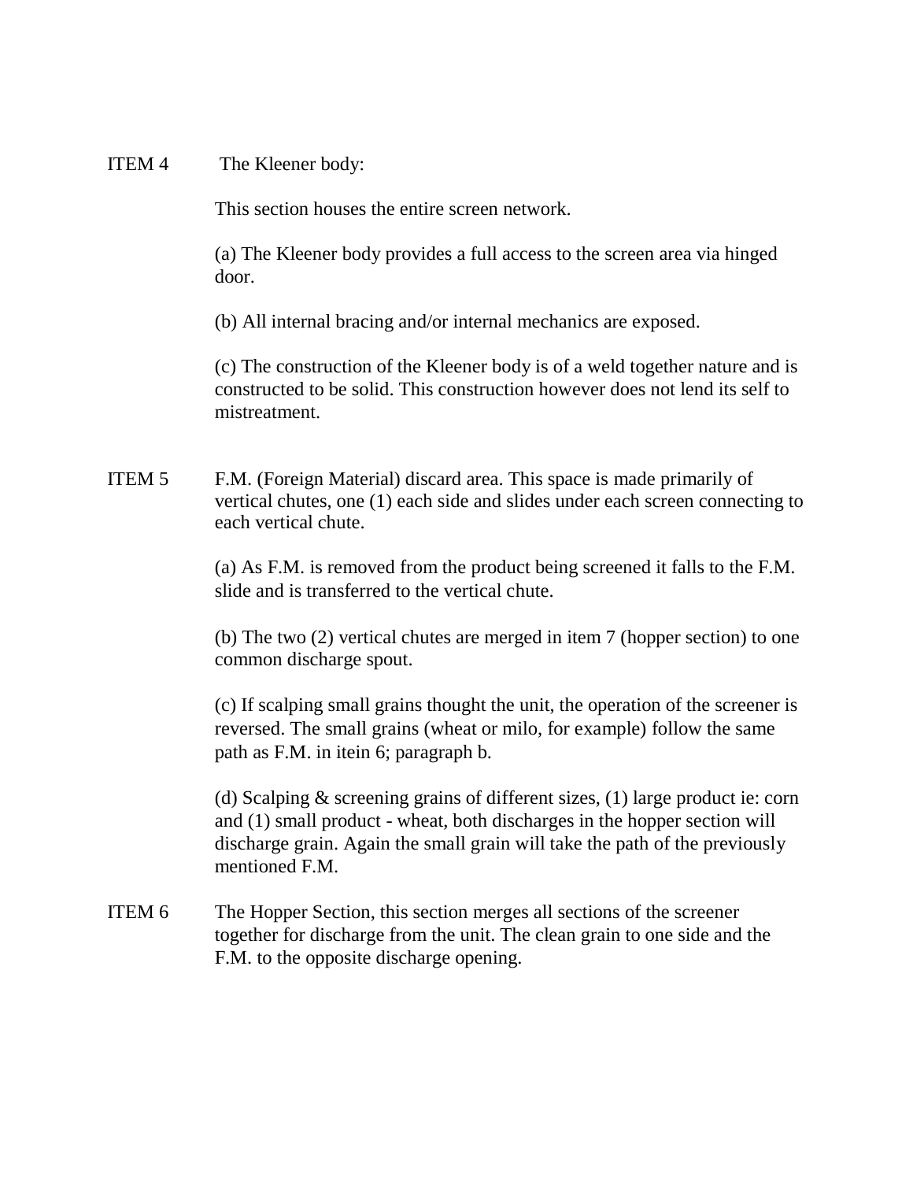ITEM 4 The Kleener body:

This section houses the entire screen network.

(a) The Kleener body provides a full access to the screen area via hinged door.

(b) All internal bracing and/or internal mechanics are exposed.

(c) The construction of the Kleener body is of a weld together nature and is constructed to be solid. This construction however does not lend its self to mistreatment.

ITEM 5 F.M. (Foreign Material) discard area. This space is made primarily of vertical chutes, one (1) each side and slides under each screen connecting to each vertical chute.

(a) As F.M. is removed from the product being screened it falls to the F.M. slide and is transferred to the vertical chute.

(b) The two (2) vertical chutes are merged in item 7 (hopper section) to one common discharge spout.

(c) If scalping small grains thought the unit, the operation of the screener is reversed. The small grains (wheat or milo, for example) follow the same path as F.M. in itein 6; paragraph b.

(d) Scalping & screening grains of different sizes, (1) large product ie: corn and (1) small product - wheat, both discharges in the hopper section will discharge grain. Again the small grain will take the path of the previously mentioned F.M.

ITEM 6 The Hopper Section, this section merges all sections of the screener together for discharge from the unit. The clean grain to one side and the F.M. to the opposite discharge opening.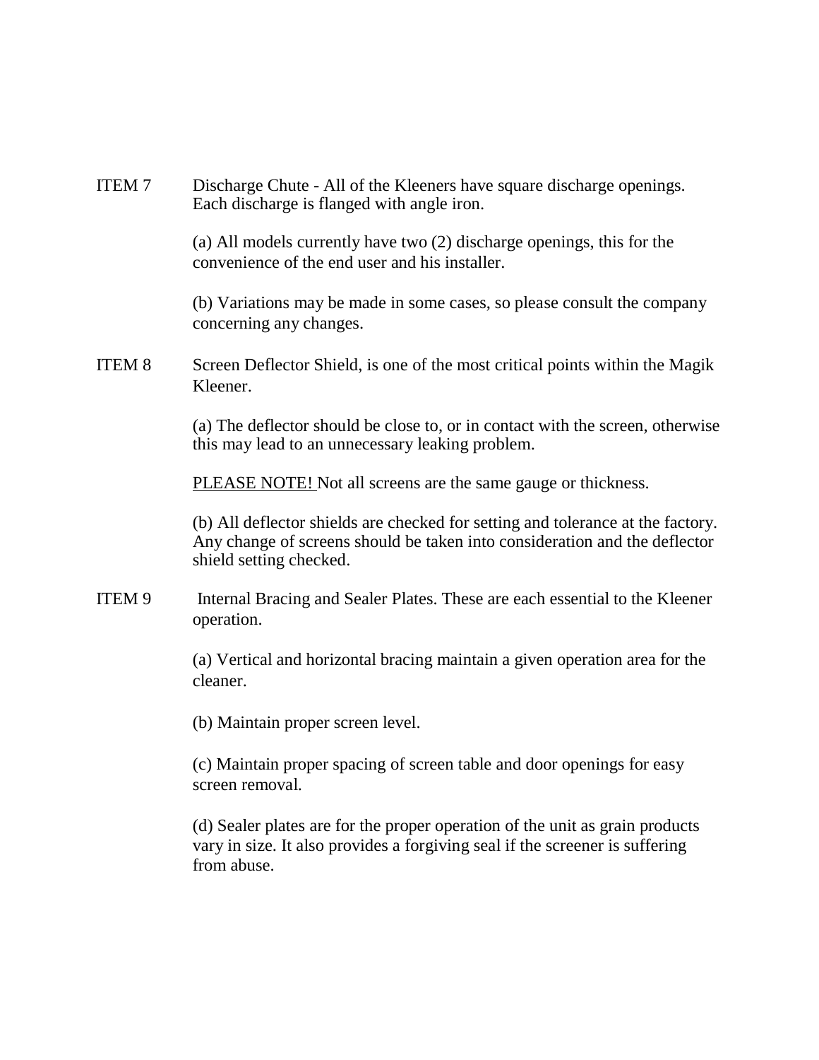ITEM 7 Discharge Chute - All of the Kleeners have square discharge openings. Each discharge is flanged with angle iron.

(a) All models currently have two (2) discharge openings, this for the convenience of the end user and his installer.

(b) Variations may be made in some cases, so please consult the company concerning any changes.

ITEM 8 Screen Deflector Shield, is one of the most critical points within the Magik Kleener.

(a) The deflector should be close to, or in contact with the screen, otherwise this may lead to an unnecessary leaking problem.

<u>PLEASE NOTE!</u> Not all screens are the same gauge or thickness.

(b) All deflector shields are checked for setting and tolerance at the factory. Any change of screens should be taken into consideration and the deflector shield setting checked.

ITEM 9 Internal Bracing and Sealer Plates. These are each essential to the Kleener operation.

(a) Vertical and horizontal bracing maintain a given operation area for the cleaner.

(b) Maintain proper screen level.

(c) Maintain proper spacing of screen table and door openings for easy screen removal.

(d) Sealer plates are for the proper operation of the unit as grain products vary in size. It also provides a forgiving seal if the screener is suffering from abuse.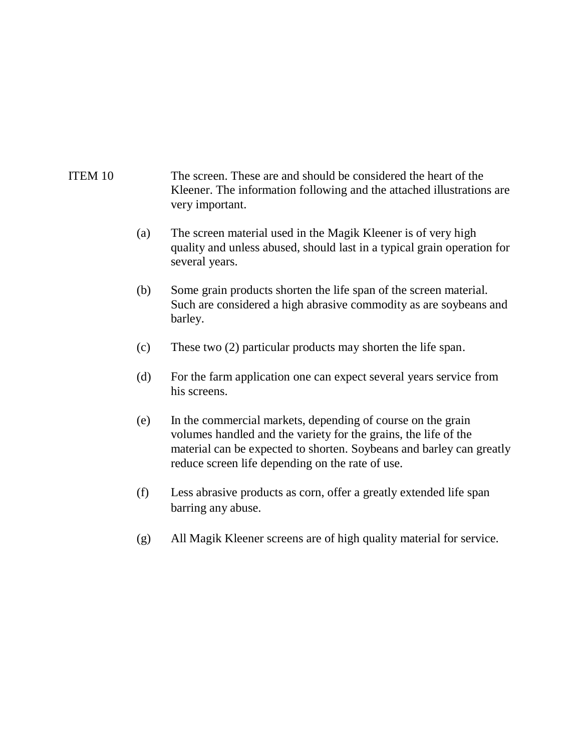ITEM 10 The screen. These are and should be considered the heart of the Kleener. The information following and the attached illustrations are very important.

(a) The screen material used in the Magik Kleener is of very high quality and unless abused, should last in a typical grain operation for several years.

(b) Some grain products shorten the life span of the screen material. Such are considered a high abrasive commodity as are soybeans and barley.

(c) These two (2) particular products may shorten the life span.

(d) For the farm application one can expect several years service from his screens.

(e) In the commercial markets, depending of course on the grain volumes handled and the variety for the grains, the life of the material can be expected to shorten. Soybeans and barley can greatly reduce screen life depending on the rate of use.

(f) Less abrasive products as corn, offer a greatly extended life span barring any abuse.

(g) All Magik Kleener screens are of high quality material for service.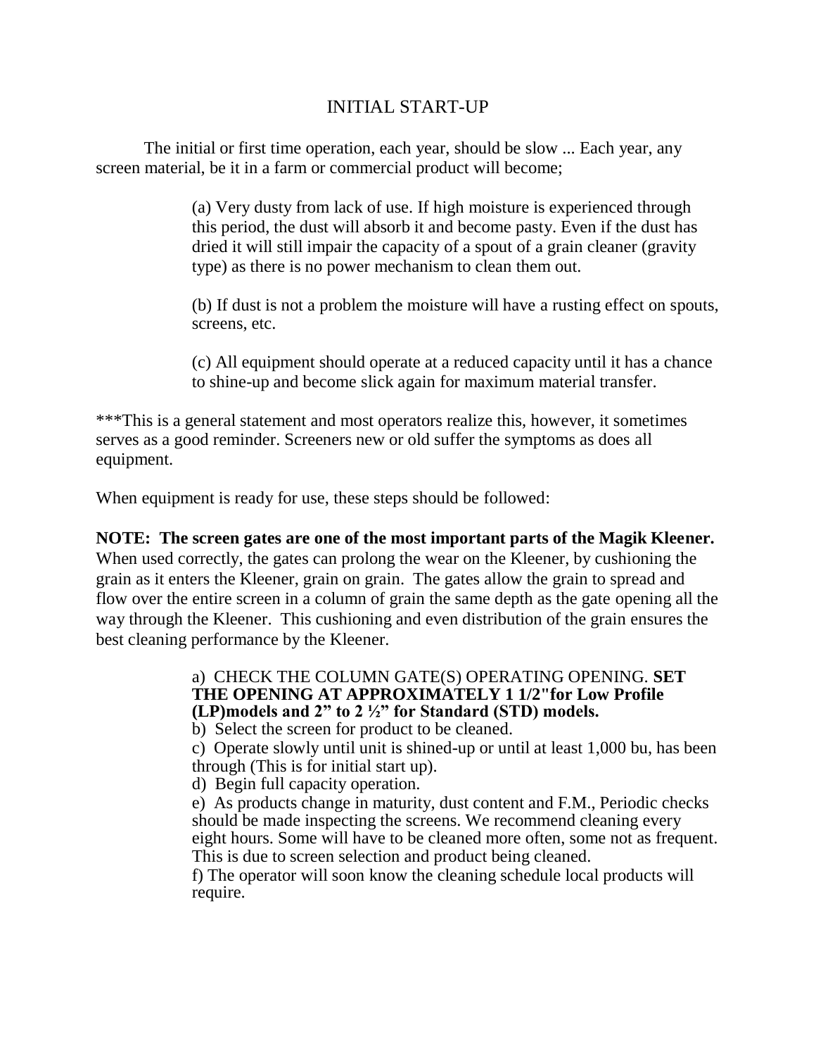# INITIAL START-UP

The initial or first time operation, each year, should be slow ... Each year, any screen material, be it in a farm or commercial product will become;

> (a) Very dusty from lack of use. If high moisture is experienced through this period, the dust will absorb it and become pasty. Even if the dust has dried it will still impair the capacity of a spout of a grain cleaner (gravity type) as there is no power mechanism to clean them out.
>
> (b) If dust is not a problem the moisture will have a rusting effect on spouts, screens, etc.
>
> (c) All equipment should operate at a reduced capacity until it has a chance to shine-up and become slick again for maximum material transfer.

***This is a general statement and most operators realize this, however, it sometimes serves as a good reminder. Screeners new or old suffer the symptoms as does all equipment.

When equipment is ready for use, these steps should be followed:

**NOTE: The screen gates are one of the most important parts of the Magik Kleener.** When used correctly, the gates can prolong the wear on the Kleener, by cushioning the grain as it enters the Kleener, grain on grain. The gates allow the grain to spread and flow over the entire screen in a column of grain the same depth as the gate opening all the way through the Kleener. This cushioning and even distribution of the grain ensures the best cleaning performance by the Kleener.

> a) CHECK THE COLUMN GATE(S) OPERATING OPENING. **SET THE OPENING AT APPROXIMATELY 1 1/2"for Low Profile (LP)models and 2" to 2 ½" for Standard (STD) models.**
> b) Select the screen for product to be cleaned.
> c) Operate slowly until unit is shined-up or until at least 1,000 bu, has been through (This is for initial start up).
> d) Begin full capacity operation.
> e) As products change in maturity, dust content and F.M., Periodic checks should be made inspecting the screens. We recommend cleaning every eight hours. Some will have to be cleaned more often, some not as frequent. This is due to screen selection and product being cleaned.
> f) The operator will soon know the cleaning schedule local products will require.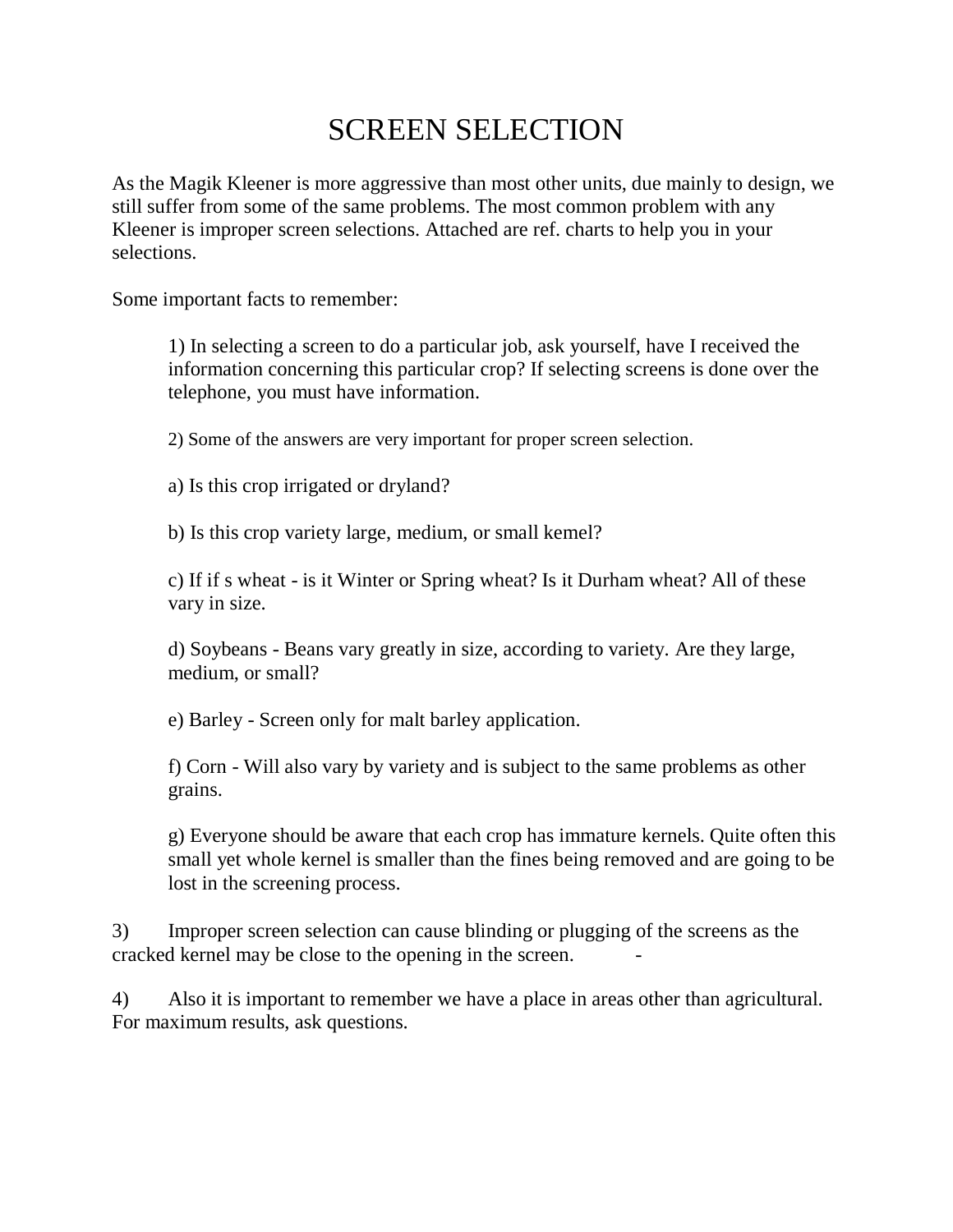# SCREEN SELECTION

As the Magik Kleener is more aggressive than most other units, due mainly to design, we still suffer from some of the same problems. The most common problem with any Kleener is improper screen selections. Attached are ref. charts to help you in your selections.

Some important facts to remember:

1) In selecting a screen to do a particular job, ask yourself, have I received the information concerning this particular crop? If selecting screens is done over the telephone, you must have information.

2) Some of the answers are very important for proper screen selection.

a) Is this crop irrigated or dryland?

b) Is this crop variety large, medium, or small kemel?

c) If if s wheat - is it Winter or Spring wheat? Is it Durham wheat? All of these vary in size.

d) Soybeans - Beans vary greatly in size, according to variety. Are they large, medium, or small?

e) Barley - Screen only for malt barley application.

f) Corn - Will also vary by variety and is subject to the same problems as other grains.

g) Everyone should be aware that each crop has immature kernels. Quite often this small yet whole kernel is smaller than the fines being removed and are going to be lost in the screening process.

3) Improper screen selection can cause blinding or plugging of the screens as the cracked kernel may be close to the opening in the screen. -

4) Also it is important to remember we have a place in areas other than agricultural. For maximum results, ask questions.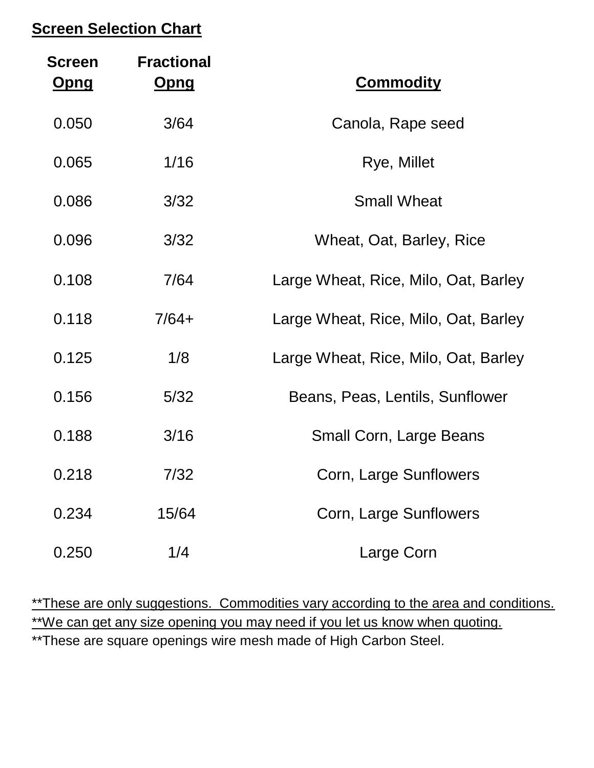## Screen Selection Chart

| Screen Opng | Fractional Opng | Commodity |
|---|---|---|
| 0.050 | 3/64 | Canola, Rape seed |
| 0.065 | 1/16 | Rye, Millet |
| 0.086 | 3/32 | Small Wheat |
| 0.096 | 3/32 | Wheat, Oat, Barley, Rice |
| 0.108 | 7/64 | Large Wheat, Rice, Milo, Oat, Barley |
| 0.118 | 7/64+ | Large Wheat, Rice, Milo, Oat, Barley |
| 0.125 | 1/8 | Large Wheat, Rice, Milo, Oat, Barley |
| 0.156 | 5/32 | Beans, Peas, Lentils, Sunflower |
| 0.188 | 3/16 | Small Corn, Large Beans |
| 0.218 | 7/32 | Corn, Large Sunflowers |
| 0.234 | 15/64 | Corn, Large Sunflowers |
| 0.250 | 1/4 | Large Corn |

**These are only suggestions. Commodities vary according to the area and conditions.

**We can get any size opening you may need if you let us know when quoting.

**These are square openings wire mesh made of High Carbon Steel.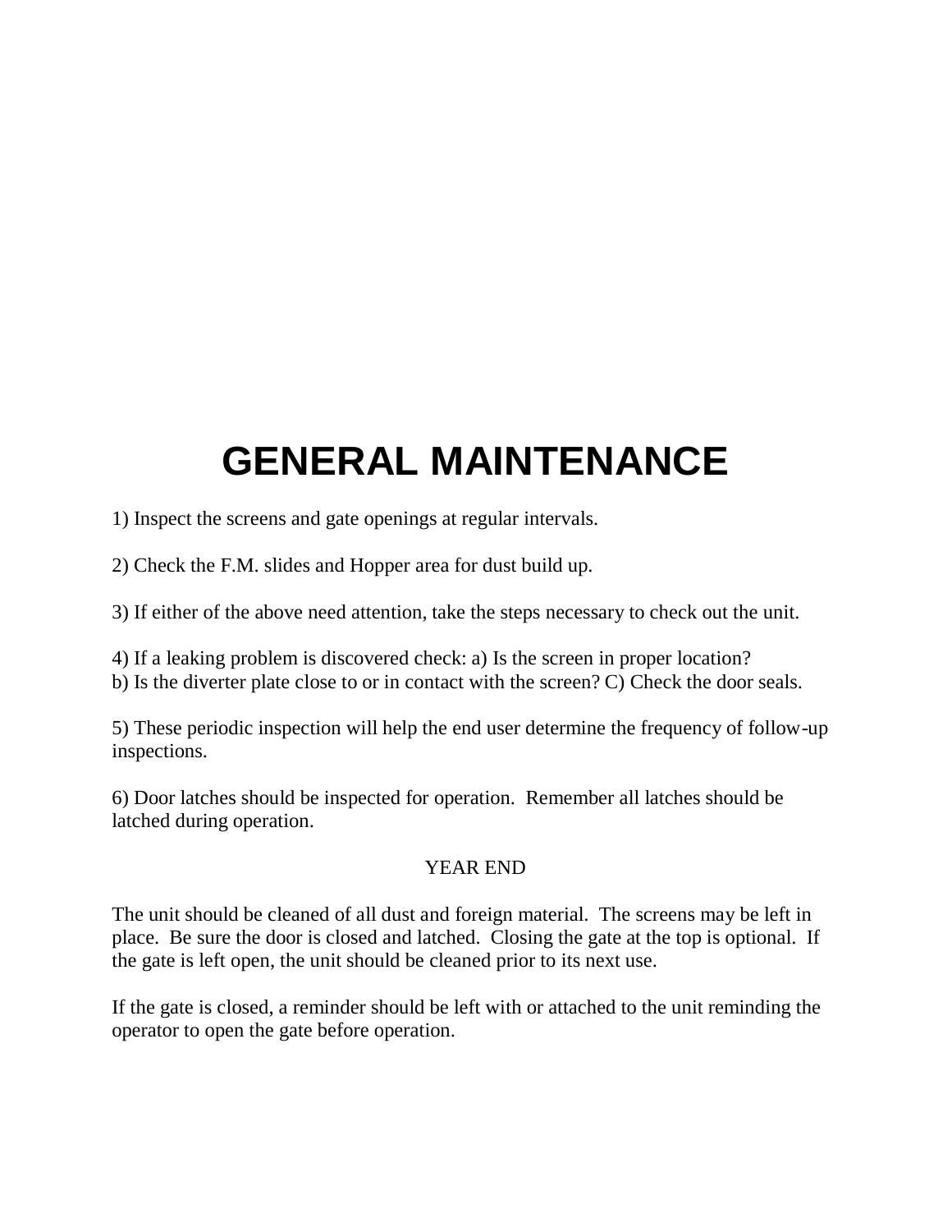# GENERAL MAINTENANCE

1) Inspect the screens and gate openings at regular intervals.

2) Check the F.M. slides and Hopper area for dust build up.

3) If either of the above need attention, take the steps necessary to check out the unit.

4) If a leaking problem is discovered check: a) Is the screen in proper location?
b) Is the diverter plate close to or in contact with the screen? C) Check the door seals.

5) These periodic inspection will help the end user determine the frequency of follow-up inspections.

6) Door latches should be inspected for operation. Remember all latches should be latched during operation.

YEAR END

The unit should be cleaned of all dust and foreign material. The screens may be left in place. Be sure the door is closed and latched. Closing the gate at the top is optional. If the gate is left open, the unit should be cleaned prior to its next use.

If the gate is closed, a reminder should be left with or attached to the unit reminding the operator to open the gate before operation.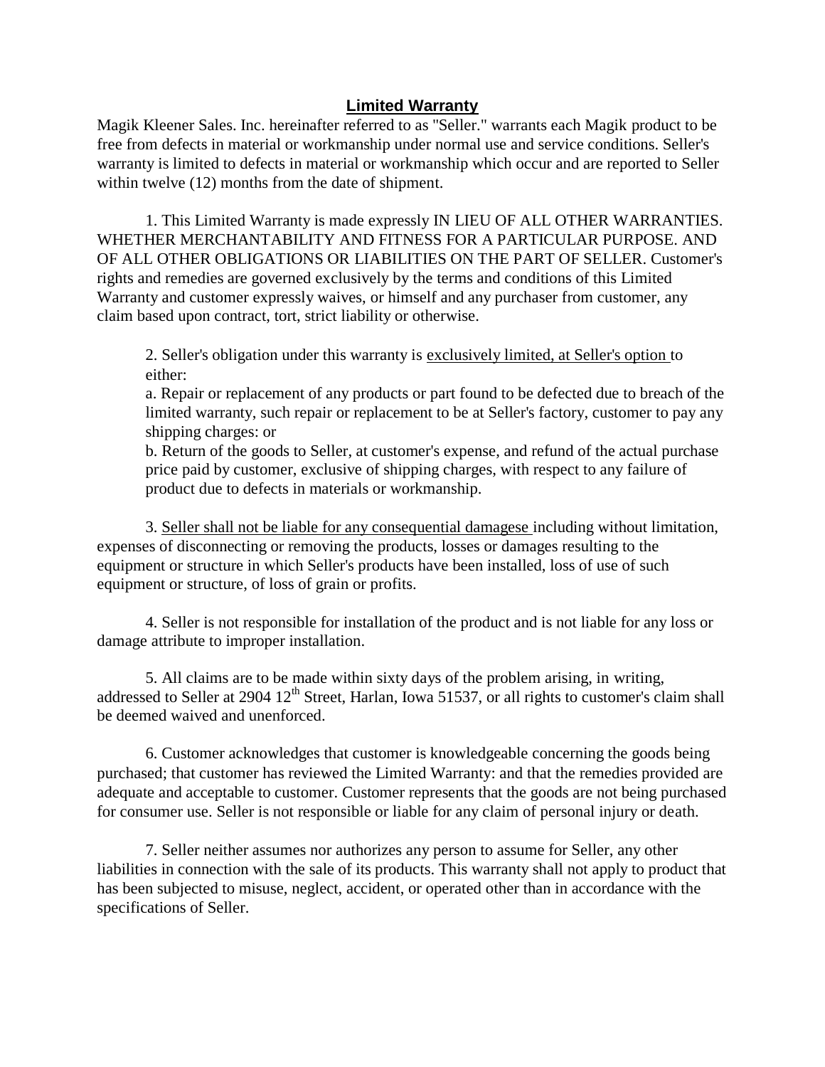## Limited Warranty

Magik Kleener Sales. Inc. hereinafter referred to as "Seller." warrants each Magik product to be free from defects in material or workmanship under normal use and service conditions. Seller's warranty is limited to defects in material or workmanship which occur and are reported to Seller within twelve (12) months from the date of shipment.

1. This Limited Warranty is made expressly IN LIEU OF ALL OTHER WARRANTIES. WHETHER MERCHANTABILITY AND FITNESS FOR A PARTICULAR PURPOSE. AND OF ALL OTHER OBLIGATIONS OR LIABILITIES ON THE PART OF SELLER. Customer's rights and remedies are governed exclusively by the terms and conditions of this Limited Warranty and customer expressly waives, or himself and any purchaser from customer, any claim based upon contract, tort, strict liability or otherwise.

2. Seller's obligation under this warranty is <u>exclusively limited, at Seller's option</u> to either:

   a. Repair or replacement of any products or part found to be defected due to breach of the limited warranty, such repair or replacement to be at Seller's factory, customer to pay any shipping charges: or

   b. Return of the goods to Seller, at customer's expense, and refund of the actual purchase price paid by customer, exclusive of shipping charges, with respect to any failure of product due to defects in materials or workmanship.

3. <u>Seller shall not be liable for any consequential damagese</u> including without limitation, expenses of disconnecting or removing the products, losses or damages resulting to the equipment or structure in which Seller's products have been installed, loss of use of such equipment or structure, of loss of grain or profits.

4. Seller is not responsible for installation of the product and is not liable for any loss or damage attribute to improper installation.

5. All claims are to be made within sixty days of the problem arising, in writing, addressed to Seller at 2904 12th Street, Harlan, Iowa 51537, or all rights to customer's claim shall be deemed waived and unenforced.

6. Customer acknowledges that customer is knowledgeable concerning the goods being purchased; that customer has reviewed the Limited Warranty: and that the remedies provided are adequate and acceptable to customer. Customer represents that the goods are not being purchased for consumer use. Seller is not responsible or liable for any claim of personal injury or death.

7. Seller neither assumes nor authorizes any person to assume for Seller, any other liabilities in connection with the sale of its products. This warranty shall not apply to product that has been subjected to misuse, neglect, accident, or operated other than in accordance with the specifications of Seller.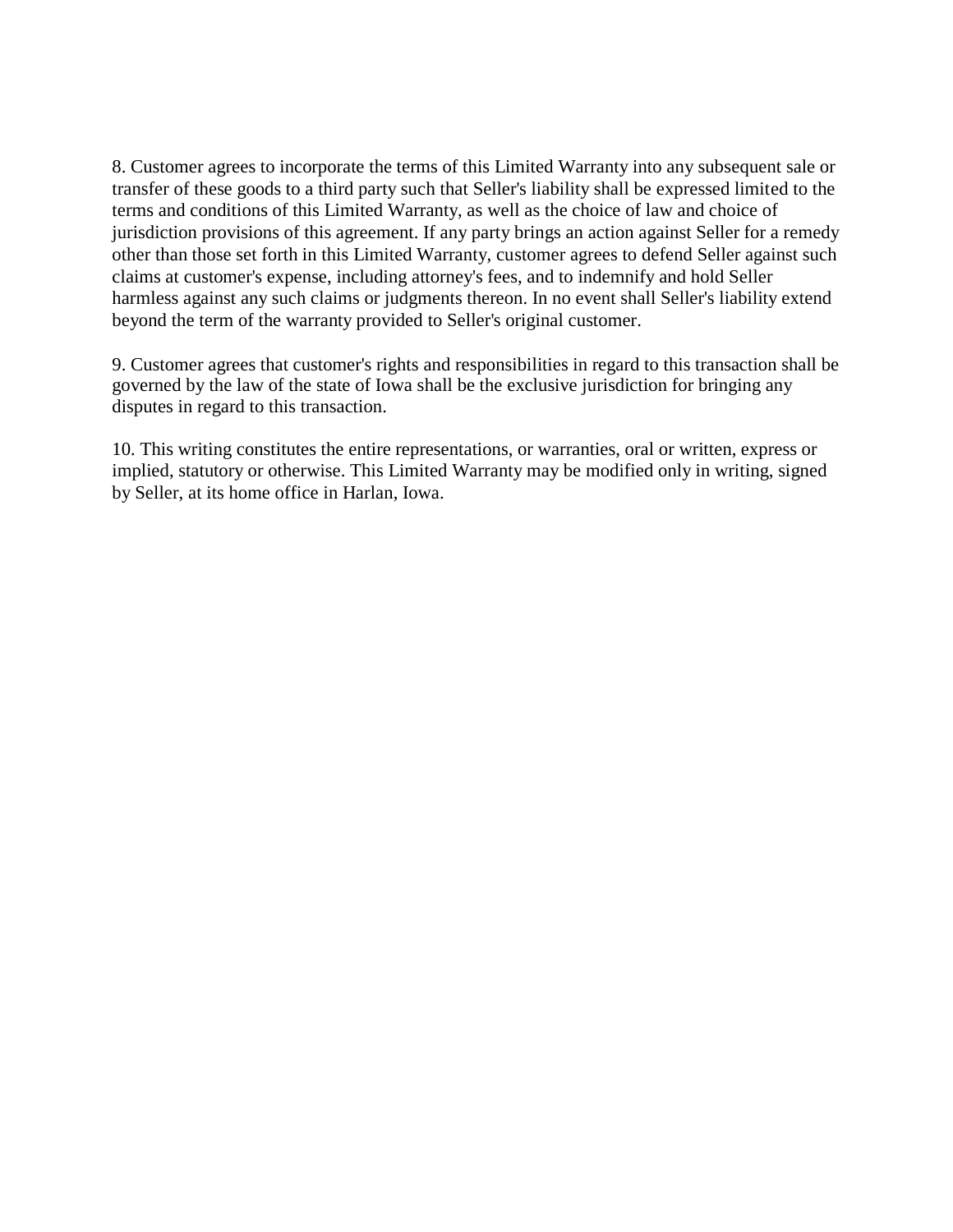8. Customer agrees to incorporate the terms of this Limited Warranty into any subsequent sale or transfer of these goods to a third party such that Seller's liability shall be expressed limited to the terms and conditions of this Limited Warranty, as well as the choice of law and choice of jurisdiction provisions of this agreement. If any party brings an action against Seller for a remedy other than those set forth in this Limited Warranty, customer agrees to defend Seller against such claims at customer's expense, including attorney's fees, and to indemnify and hold Seller harmless against any such claims or judgments thereon. In no event shall Seller's liability extend beyond the term of the warranty provided to Seller's original customer.

9. Customer agrees that customer's rights and responsibilities in regard to this transaction shall be governed by the law of the state of Iowa shall be the exclusive jurisdiction for bringing any disputes in regard to this transaction.

10. This writing constitutes the entire representations, or warranties, oral or written, express or implied, statutory or otherwise. This Limited Warranty may be modified only in writing, signed by Seller, at its home office in Harlan, Iowa.